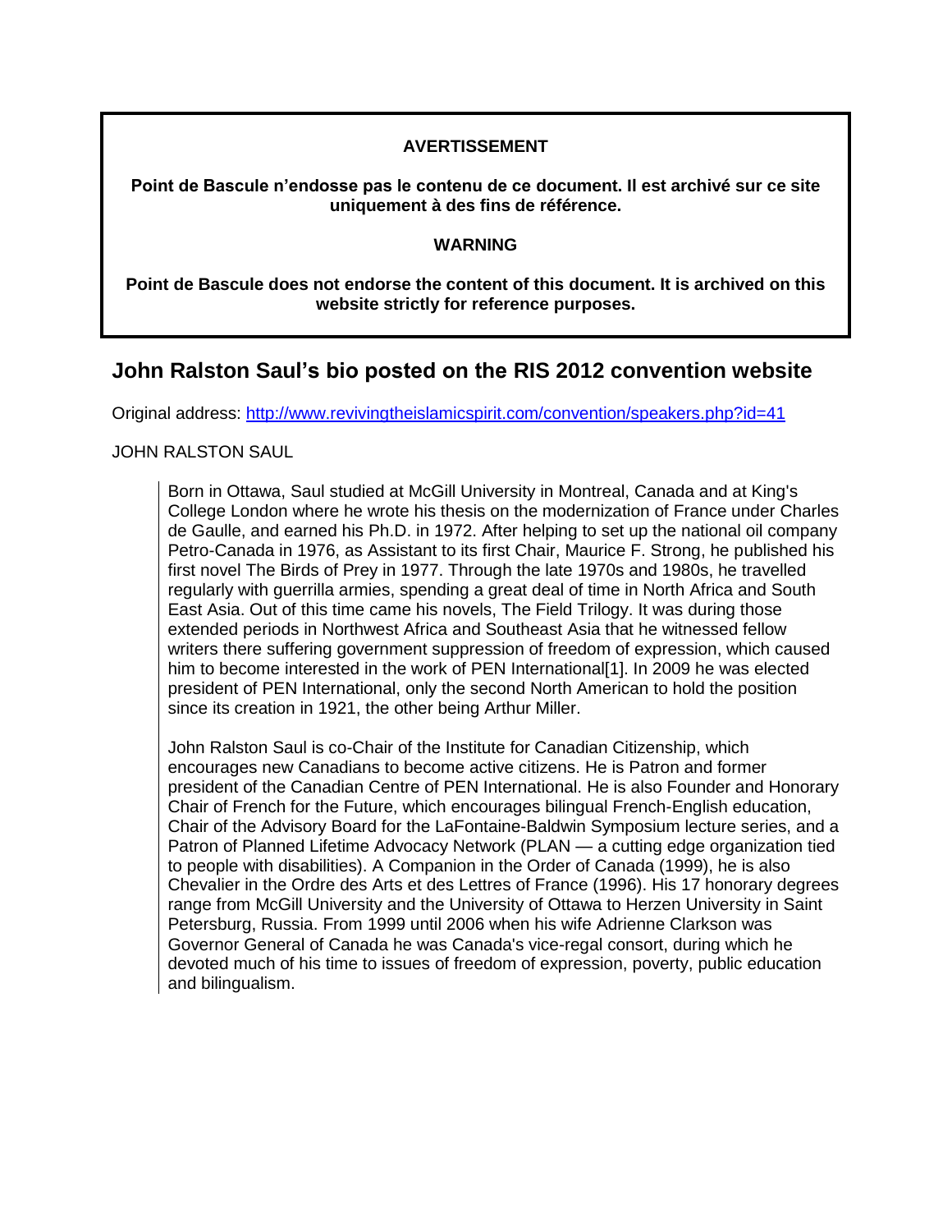**AVERTISSEMENT**

**Point de Bascule n'endosse pas le contenu de ce document. Il est archivé sur ce site uniquement à des fins de référence.**

**WARNING**

**Point de Bascule does not endorse the content of this document. It is archived on this website strictly for reference purposes.**

## John Ralston Saul's bio posted on the RIS 2012 convention website

Original address: http://www.revivingtheislamicspirit.com/convention/speakers.php?id=41

JOHN RALSTON SAUL

> Born in Ottawa, Saul studied at McGill University in Montreal, Canada and at King's College London where he wrote his thesis on the modernization of France under Charles de Gaulle, and earned his Ph.D. in 1972. After helping to set up the national oil company Petro-Canada in 1976, as Assistant to its first Chair, Maurice F. Strong, he published his first novel The Birds of Prey in 1977. Through the late 1970s and 1980s, he travelled regularly with guerrilla armies, spending a great deal of time in North Africa and South East Asia. Out of this time came his novels, The Field Trilogy. It was during those extended periods in Northwest Africa and Southeast Asia that he witnessed fellow writers there suffering government suppression of freedom of expression, which caused him to become interested in the work of PEN International[1]. In 2009 he was elected president of PEN International, only the second North American to hold the position since its creation in 1921, the other being Arthur Miller.
>
> John Ralston Saul is co-Chair of the Institute for Canadian Citizenship, which encourages new Canadians to become active citizens. He is Patron and former president of the Canadian Centre of PEN International. He is also Founder and Honorary Chair of French for the Future, which encourages bilingual French-English education, Chair of the Advisory Board for the LaFontaine-Baldwin Symposium lecture series, and a Patron of Planned Lifetime Advocacy Network (PLAN — a cutting edge organization tied to people with disabilities). A Companion in the Order of Canada (1999), he is also Chevalier in the Ordre des Arts et des Lettres of France (1996). His 17 honorary degrees range from McGill University and the University of Ottawa to Herzen University in Saint Petersburg, Russia. From 1999 until 2006 when his wife Adrienne Clarkson was Governor General of Canada he was Canada's vice-regal consort, during which he devoted much of his time to issues of freedom of expression, poverty, public education and bilingualism.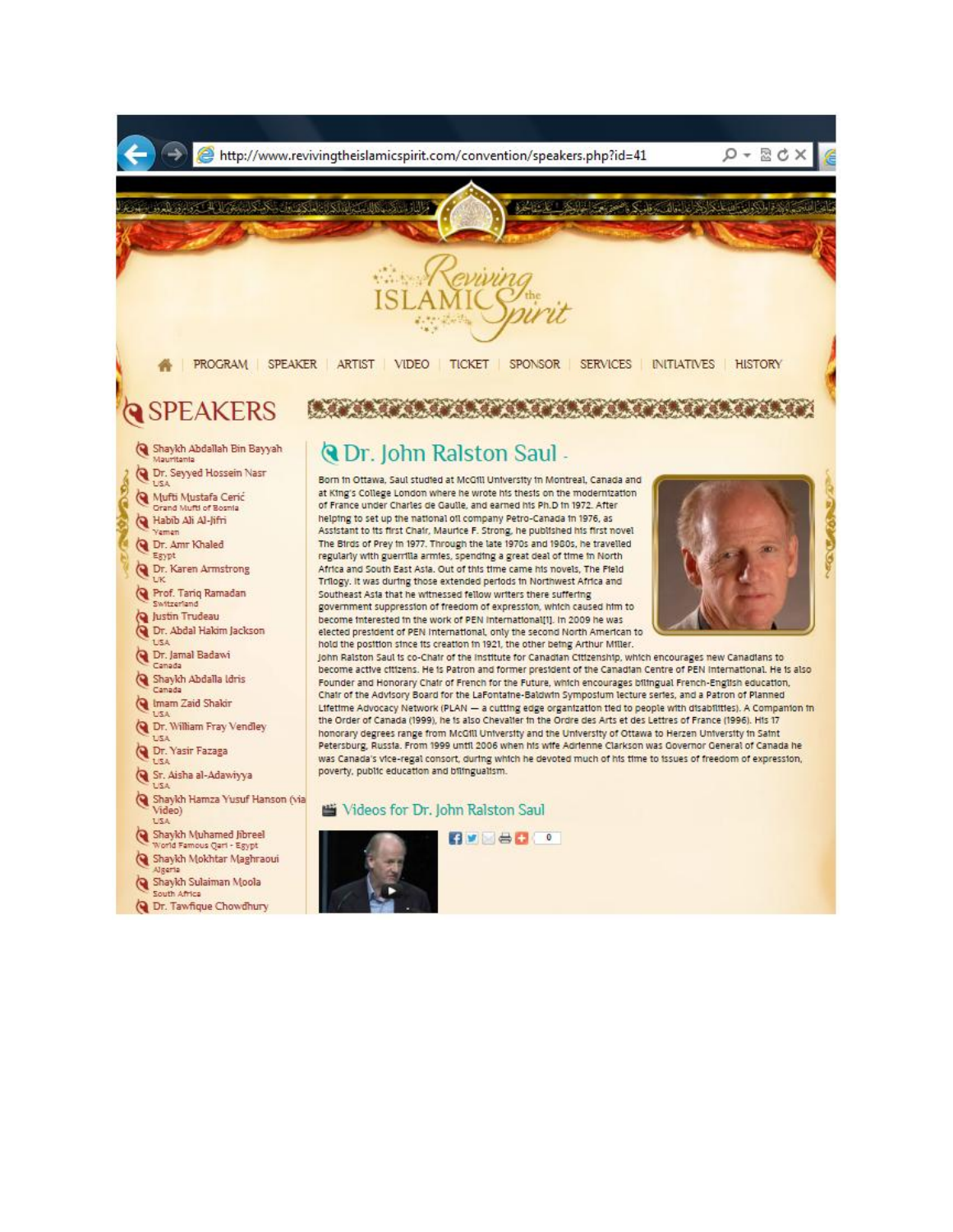http://www.revivingtheislamicspirit.com/convention/speakers.php?id=41

Reviving the ISLAMIC Spirit

PROGRAM | SPEAKER | ARTIST | VIDEO | TICKET | SPONSOR | SERVICES | INITIATIVES | HISTORY

# SPEAKERS

- Shaykh Abdallah Bin Bayyah — Mauritania
- Dr. Seyyed Hossein Nasr — USA
- Mufti Mustafa Cerić — Grand Mufti of Bosnia
- Habib Ali Al-Jifri — Yemen
- Dr. Amr Khaled — Egypt
- Dr. Karen Armstrong — UK
- Prof. Tariq Ramadan — Switzerland
- Justin Trudeau
- Dr. Abdal Hakim Jackson — USA
- Dr. Jamal Badawi — Canada
- Shaykh Abdalla Idris — Canada
- Imam Zaid Shakir — USA
- Dr. William Fray Vendley — USA
- Dr. Yasir Fazaga — USA
- Sr. Aisha al-Adawiyya — USA
- Shaykh Hamza Yusuf Hanson (via Video) — USA
- Shaykh Muhamed Jibreel — World Famous Qari - Egypt
- Shaykh Mokhtar Maghraoui — Algeria
- Shaykh Sulaiman Moola — South Africa
- Dr. Tawfique Chowdhury

## Dr. John Ralston Saul -

Born in Ottawa, Saul studied at McGill University in Montreal, Canada and at King's College London where he wrote his thesis on the modernization of France under Charles de Gaulle, and earned his Ph.D in 1972. After helping to set up the national oil company Petro-Canada in 1976, as Assistant to its first Chair, Maurice F. Strong, he published his first novel The Birds of Prey in 1977. Through the late 1970s and 1980s, he travelled regularly with guerrilla armies, spending a great deal of time in North Africa and South East Asia. Out of this time came his novels, The Field Trilogy. It was during those extended periods in Northwest Africa and Southeast Asia that he witnessed fellow writers there suffering government suppression of freedom of expression, which caused him to become interested in the work of PEN International[1]. In 2009 he was elected president of PEN International, only the second North American to hold the position since its creation in 1921, the other being Arthur Miller.

John Ralston Saul is co-Chair of the Institute for Canadian Citizenship, which encourages new Canadians to become active citizens. He is Patron and former president of the Canadian Centre of PEN International. He is also Founder and Honorary Chair of French for the Future, which encourages bilingual French-English education, Chair of the Advisory Board for the LaFontaine-Baldwin Symposium lecture series, and a Patron of Planned Lifetime Advocacy Network (PLAN — a cutting edge organization tied to people with disabilities). A Companion in the Order of Canada (1999), he is also Chevalier in the Ordre des Arts et des Lettres of France (1996). His 17 honorary degrees range from McGill University and the University of Ottawa to Herzen University in Saint Petersburg, Russia. From 1999 until 2006 when his wife Adrienne Clarkson was Governor General of Canada he was Canada's vice-regal consort, during which he devoted much of his time to issues of freedom of expression, poverty, public education and bilingualism.

### Videos for Dr. John Ralston Saul

0